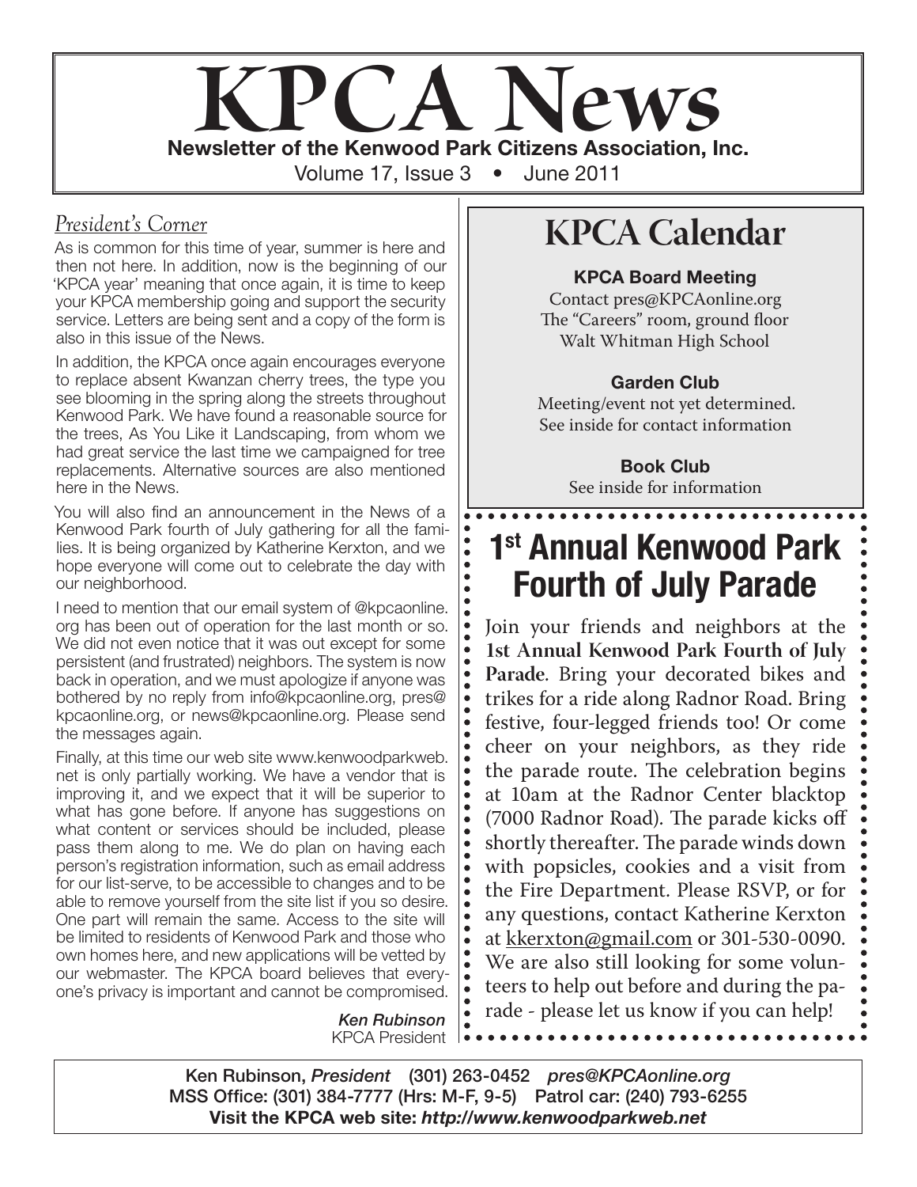# KPCA News

**Newsletter of the Kenwood Park Citizens Association, Inc.**

Volume 17, Issue 3 • June 2011

## *President's Corner*

As is common for this time of year, summer is here and then not here. In addition, now is the beginning of our 'KPCA year' meaning that once again, it is time to keep your KPCA membership going and support the security service. Letters are being sent and a copy of the form is also in this issue of the News.

In addition, the KPCA once again encourages everyone to replace absent Kwanzan cherry trees, the type you see blooming in the spring along the streets throughout Kenwood Park. We have found a reasonable source for the trees, As You Like it Landscaping, from whom we had great service the last time we campaigned for tree replacements. Alternative sources are also mentioned here in the News.

You will also find an announcement in the News of a Kenwood Park fourth of July gathering for all the families. It is being organized by Katherine Kerxton, and we hope everyone will come out to celebrate the day with our neighborhood.

I need to mention that our email system of @kpcaonline.org has been out of operation for the last month or so. We did not even notice that it was out except for some persistent (and frustrated) neighbors. The system is now back in operation, and we must apologize if anyone was bothered by no reply from info@kpcaonline.org, pres@kpcaonline.org, or news@kpcaonline.org. Please send the messages again.

Finally, at this time our web site www.kenwoodparkweb.net is only partially working. We have a vendor that is improving it, and we expect that it will be superior to what has gone before. If anyone has suggestions on what content or services should be included, please pass them along to me. We do plan on having each person's registration information, such as email address for our list-serve, to be accessible to changes and to be able to remove yourself from the site list if you so desire. One part will remain the same. Access to the site will be limited to residents of Kenwood Park and those who own homes here, and new applications will be vetted by our webmaster. The KPCA board believes that everyone's privacy is important and cannot be compromised.

***Ken Rubinson***
KPCA President

## KPCA Calendar

**KPCA Board Meeting**
Contact pres@KPCAonline.org
The "Careers" room, ground floor
Walt Whitman High School

**Garden Club**
Meeting/event not yet determined.
See inside for contact information

**Book Club**
See inside for information

## 1st Annual Kenwood Park Fourth of July Parade

Join your friends and neighbors at the **1st Annual Kenwood Park Fourth of July Parade**. Bring your decorated bikes and trikes for a ride along Radnor Road. Bring festive, four-legged friends too! Or come cheer on your neighbors, as they ride the parade route. The celebration begins at 10am at the Radnor Center blacktop (7000 Radnor Road). The parade kicks off shortly thereafter. The parade winds down with popsicles, cookies and a visit from the Fire Department. Please RSVP, or for any questions, contact Katherine Kerxton at kkerxton@gmail.com or 301-530-0090. We are also still looking for some volunteers to help out before and during the parade - please let us know if you can help!

Ken Rubinson, *President* (301) 263-0452 *pres@KPCAonline.org*
MSS Office: (301) 384-7777 (Hrs: M-F, 9-5) Patrol car: (240) 793-6255
**Visit the KPCA web site: *http://www.kenwoodparkweb.net***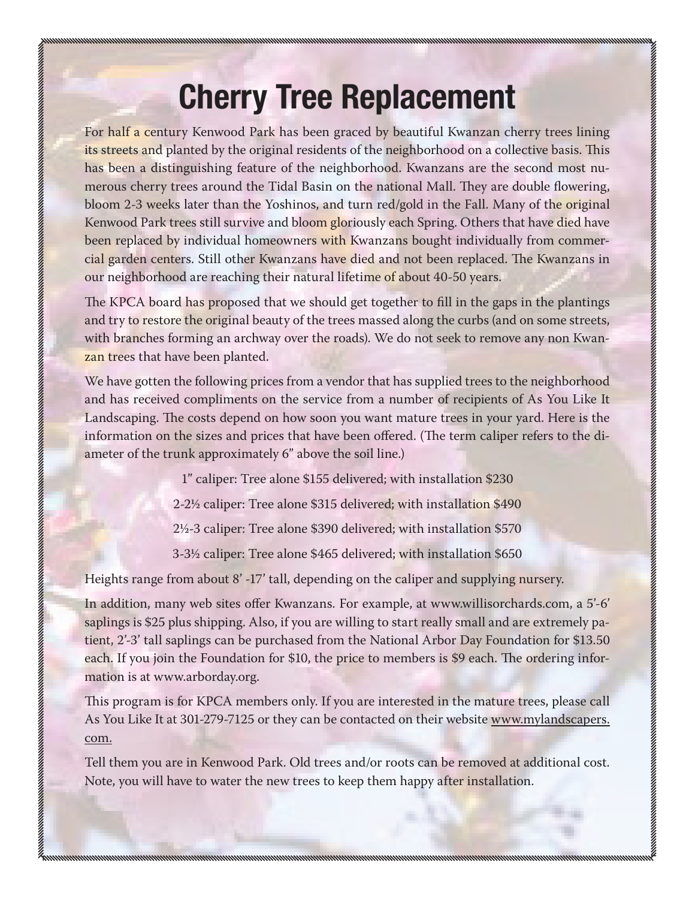# Cherry Tree Replacement

For half a century Kenwood Park has been graced by beautiful Kwanzan cherry trees lining its streets and planted by the original residents of the neighborhood on a collective basis. This has been a distinguishing feature of the neighborhood. Kwanzans are the second most numerous cherry trees around the Tidal Basin on the national Mall. They are double flowering, bloom 2-3 weeks later than the Yoshinos, and turn red/gold in the Fall. Many of the original Kenwood Park trees still survive and bloom gloriously each Spring. Others that have died have been replaced by individual homeowners with Kwanzans bought individually from commercial garden centers. Still other Kwanzans have died and not been replaced. The Kwanzans in our neighborhood are reaching their natural lifetime of about 40-50 years.

The KPCA board has proposed that we should get together to fill in the gaps in the plantings and try to restore the original beauty of the trees massed along the curbs (and on some streets, with branches forming an archway over the roads). We do not seek to remove any non Kwanzan trees that have been planted.

We have gotten the following prices from a vendor that has supplied trees to the neighborhood and has received compliments on the service from a number of recipients of As You Like It Landscaping. The costs depend on how soon you want mature trees in your yard. Here is the information on the sizes and prices that have been offered. (The term caliper refers to the diameter of the trunk approximately 6" above the soil line.)

1" caliper: Tree alone $155 delivered; with installation $230

2-2½ caliper: Tree alone $315 delivered; with installation $490

2½-3 caliper: Tree alone $390 delivered; with installation $570

3-3½ caliper: Tree alone $465 delivered; with installation $650

Heights range from about 8' -17' tall, depending on the caliper and supplying nursery.

In addition, many web sites offer Kwanzans. For example, at www.willisorchards.com, a 5'-6' saplings is $25 plus shipping. Also, if you are willing to start really small and are extremely patient, 2'-3' tall saplings can be purchased from the National Arbor Day Foundation for $13.50 each. If you join the Foundation for $10, the price to members is $9 each. The ordering information is at www.arborday.org.

This program is for KPCA members only. If you are interested in the mature trees, please call As You Like It at 301-279-7125 or they can be contacted on their website www.mylandscapers.com.

Tell them you are in Kenwood Park. Old trees and/or roots can be removed at additional cost. Note, you will have to water the new trees to keep them happy after installation.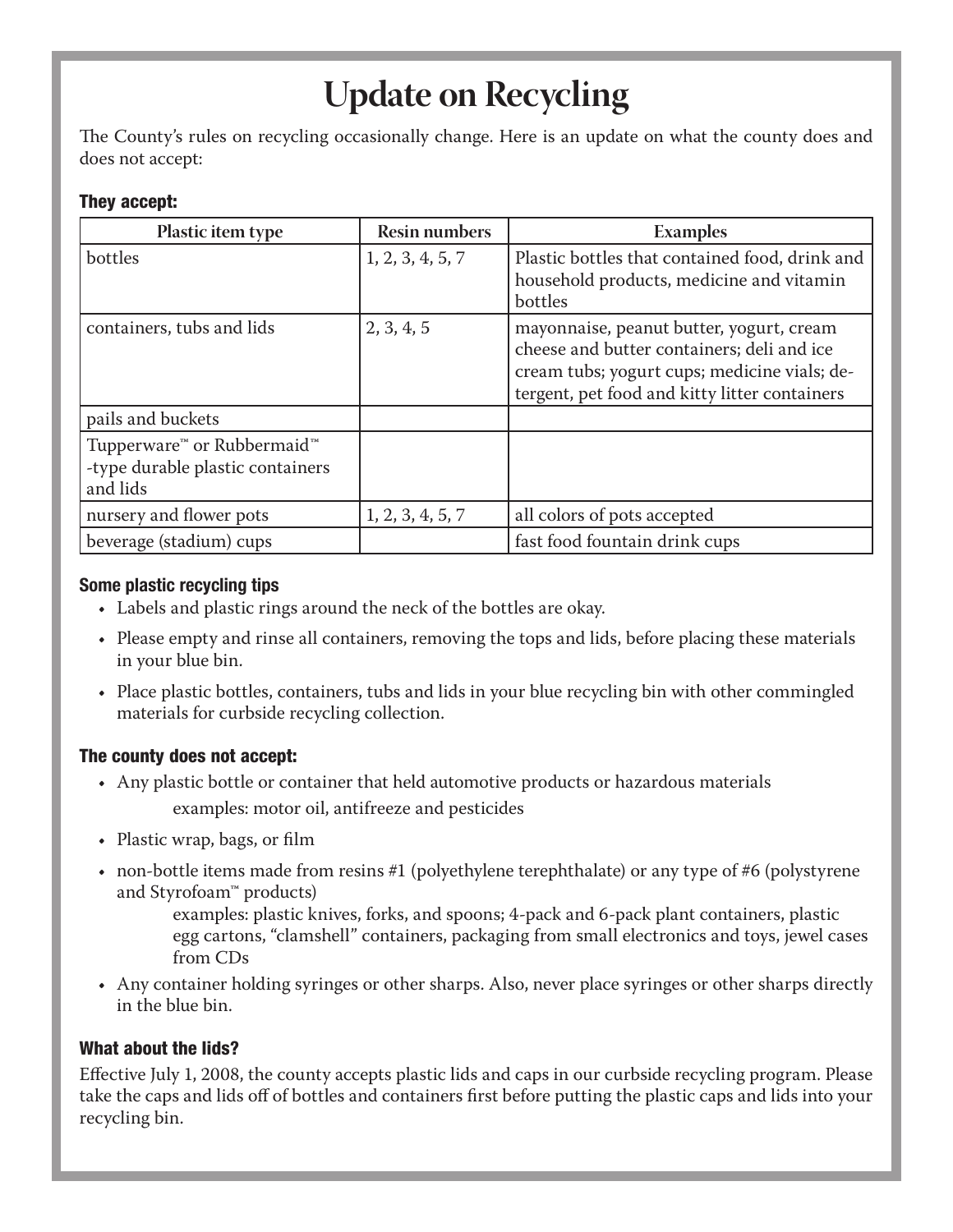# Update on Recycling

The County's rules on recycling occasionally change. Here is an update on what the county does and does not accept:

### They accept:

| Plastic item type | Resin numbers | Examples |
|---|---|---|
| bottles | 1, 2, 3, 4, 5, 7 | Plastic bottles that contained food, drink and household products, medicine and vitamin bottles |
| containers, tubs and lids | 2, 3, 4, 5 | mayonnaise, peanut butter, yogurt, cream cheese and butter containers; deli and ice cream tubs; yogurt cups; medicine vials; detergent, pet food and kitty litter containers |
| pails and buckets | | |
| Tupperware™ or Rubbermaid™ -type durable plastic containers and lids | | |
| nursery and flower pots | 1, 2, 3, 4, 5, 7 | all colors of pots accepted |
| beverage (stadium) cups | | fast food fountain drink cups |

### Some plastic recycling tips

- Labels and plastic rings around the neck of the bottles are okay.
- Please empty and rinse all containers, removing the tops and lids, before placing these materials in your blue bin.
- Place plastic bottles, containers, tubs and lids in your blue recycling bin with other commingled materials for curbside recycling collection.

### The county does not accept:

- Any plastic bottle or container that held automotive products or hazardous materials

  examples: motor oil, antifreeze and pesticides
- Plastic wrap, bags, or film
- non-bottle items made from resins #1 (polyethylene terephthalate) or any type of #6 (polystyrene and Styrofoam™ products)

  examples: plastic knives, forks, and spoons; 4-pack and 6-pack plant containers, plastic egg cartons, "clamshell" containers, packaging from small electronics and toys, jewel cases from CDs
- Any container holding syringes or other sharps. Also, never place syringes or other sharps directly in the blue bin.

### What about the lids?

Effective July 1, 2008, the county accepts plastic lids and caps in our curbside recycling program. Please take the caps and lids off of bottles and containers first before putting the plastic caps and lids into your recycling bin.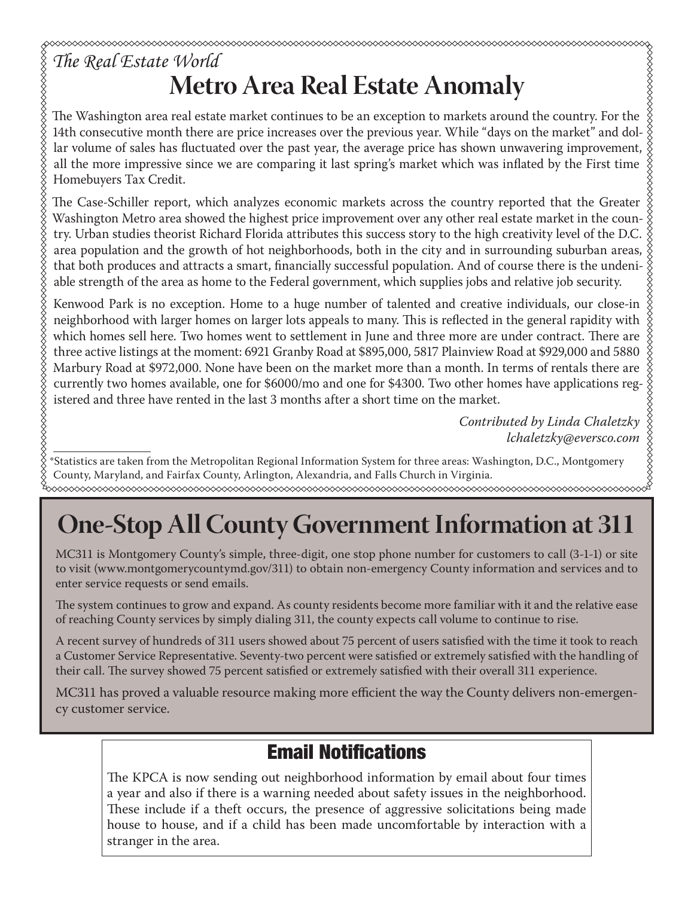*The Real Estate World*

# Metro Area Real Estate Anomaly

The Washington area real estate market continues to be an exception to markets around the country. For the 14th consecutive month there are price increases over the previous year. While "days on the market" and dollar volume of sales has fluctuated over the past year, the average price has shown unwavering improvement, all the more impressive since we are comparing it last spring's market which was inflated by the First time Homebuyers Tax Credit.

The Case-Schiller report, which analyzes economic markets across the country reported that the Greater Washington Metro area showed the highest price improvement over any other real estate market in the country. Urban studies theorist Richard Florida attributes this success story to the high creativity level of the D.C. area population and the growth of hot neighborhoods, both in the city and in surrounding suburban areas, that both produces and attracts a smart, financially successful population. And of course there is the undeniable strength of the area as home to the Federal government, which supplies jobs and relative job security.

Kenwood Park is no exception. Home to a huge number of talented and creative individuals, our close-in neighborhood with larger homes on larger lots appeals to many. This is reflected in the general rapidity with which homes sell here. Two homes went to settlement in June and three more are under contract. There are three active listings at the moment: 6921 Granby Road at $895,000, 5817 Plainview Road at $929,000 and 5880 Marbury Road at $972,000. None have been on the market more than a month. In terms of rentals there are currently two homes available, one for $6000/mo and one for $4300. Two other homes have applications registered and three have rented in the last 3 months after a short time on the market.

*Contributed by Linda Chaletzky*
*lchaletzky@eversco.com*

*Statistics are taken from the Metropolitan Regional Information System for three areas: Washington, D.C., Montgomery County, Maryland, and Fairfax County, Arlington, Alexandria, and Falls Church in Virginia.

# One-Stop All County Government Information at 311

MC311 is Montgomery County's simple, three-digit, one stop phone number for customers to call (3-1-1) or site to visit (www.montgomerycountymd.gov/311) to obtain non-emergency County information and services and to enter service requests or send emails.

The system continues to grow and expand. As county residents become more familiar with it and the relative ease of reaching County services by simply dialing 311, the county expects call volume to continue to rise.

A recent survey of hundreds of 311 users showed about 75 percent of users satisfied with the time it took to reach a Customer Service Representative. Seventy-two percent were satisfied or extremely satisfied with the handling of their call. The survey showed 75 percent satisfied or extremely satisfied with their overall 311 experience.

MC311 has proved a valuable resource making more efficient the way the County delivers non-emergency customer service.

## Email Notifications

The KPCA is now sending out neighborhood information by email about four times a year and also if there is a warning needed about safety issues in the neighborhood. These include if a theft occurs, the presence of aggressive solicitations being made house to house, and if a child has been made uncomfortable by interaction with a stranger in the area.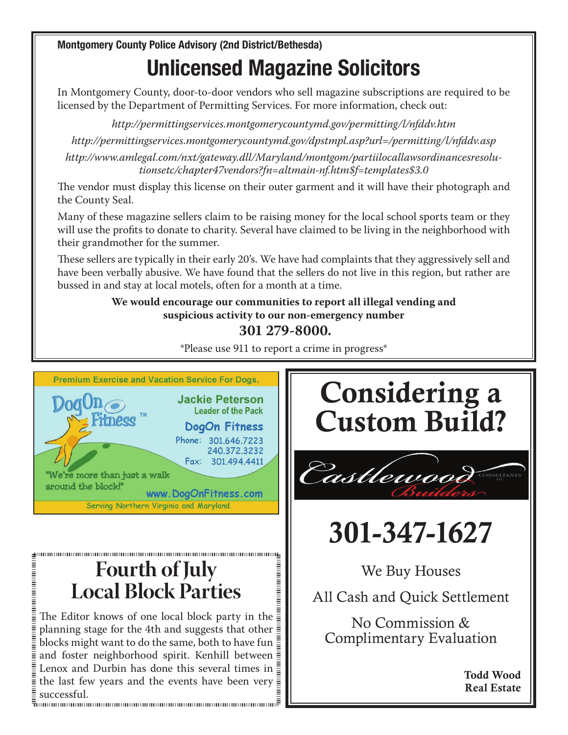**Montgomery County Police Advisory (2nd District/Bethesda)**

# Unlicensed Magazine Solicitors

In Montgomery County, door-to-door vendors who sell magazine subscriptions are required to be licensed by the Department of Permitting Services. For more information, check out:

*http://permittingservices.montgomerycountymd.gov/permitting/l/nfddv.htm*

*http://permittingservices.montgomerycountymd.gov/dpstmpl.asp?url=/permitting/l/nfddv.asp*

*http://www.amlegal.com/nxt/gateway.dll/Maryland/montgom/partiilocallawsordinancesresolutionsetc/chapter47vendors?fn=altmain-nf.htm$f=templates$3.0*

The vendor must display this license on their outer garment and it will have their photograph and the County Seal.

Many of these magazine sellers claim to be raising money for the local school sports team or they will use the profits to donate to charity. Several have claimed to be living in the neighborhood with their grandmother for the summer.

These sellers are typically in their early 20's. We have had complaints that they aggressively sell and have been verbally abusive. We have found that the sellers do not live in this region, but rather are bussed in and stay at local motels, often for a month at a time.

**We would encourage our communities to report all illegal vending and suspicious activity to our non-emergency number**

**301 279-8000.**

*Please use 911 to report a crime in progress*

---

Premium Exercise and Vacation Service For Dogs.

DogOn Fitness™

**Jackie Peterson**
Leader of the Pack

**DogOn Fitness**

Phone: 301.646.7223
240.372.3232
Fax: 301.494.4411

"We're more than just a walk around the block!"

www.DogOnFitness.com

Serving Northern Virginia and Maryland.

---

## Fourth of July Local Block Parties

The Editor knows of one local block party in the planning stage for the 4th and suggests that other blocks might want to do the same, both to have fun and foster neighborhood spirit. Kenhill between Lenox and Durbin has done this several times in the last few years and the events have been very successful.

---

# Considering a Custom Build?

Castlewood Builders CONSULTANTS LLC

# 301-347-1627

We Buy Houses

All Cash and Quick Settlement

No Commission & Complimentary Evaluation

**Todd Wood**
**Real Estate**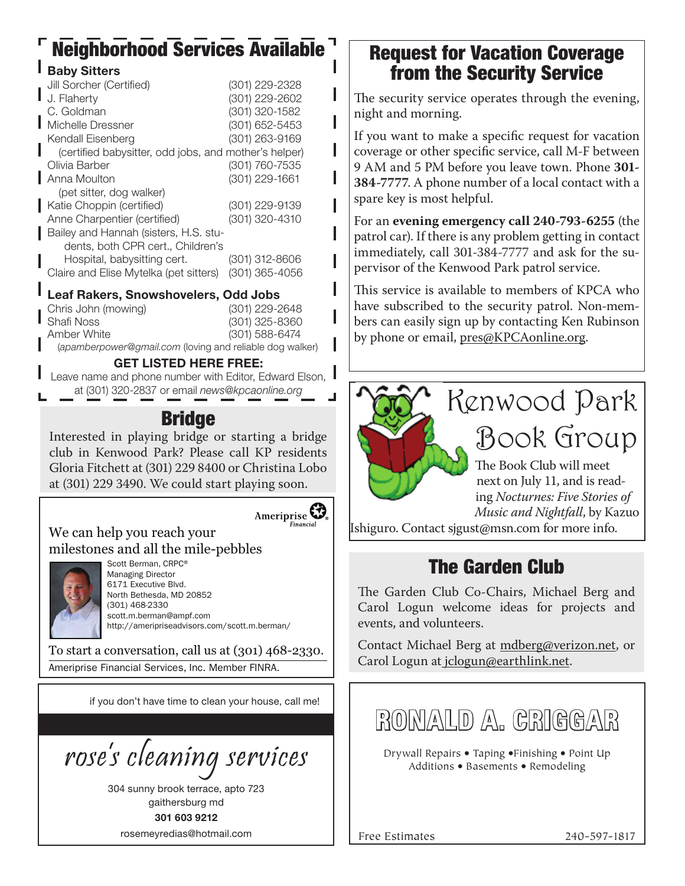## Neighborhood Services Available

### Baby Sitters

| | |
|---|---|
| Jill Sorcher (Certified) | (301) 229-2328 |
| J. Flaherty | (301) 229-2602 |
| C. Goldman | (301) 320-1582 |
| Michelle Dressner | (301) 652-5453 |
| Kendall Eisenberg (certified babysitter, odd jobs, and mother's helper) | (301) 263-9169 |
| Olivia Barber | (301) 760-7535 |
| Anna Moulton (pet sitter, dog walker) | (301) 229-1661 |
| Katie Choppin (certified) | (301) 229-9139 |
| Anne Charpentier (certified) | (301) 320-4310 |
| Bailey and Hannah (sisters, H.S. students, both CPR cert., Children's Hospital, babysitting cert. | (301) 312-8606 |
| Claire and Elise Mytelka (pet sitters) | (301) 365-4056 |

### Leaf Rakers, Snowshovelers, Odd Jobs

| | |
|---|---|
| Chris John (mowing) | (301) 229-2648 |
| Shafi Noss | (301) 325-8360 |
| Amber White | (301) 588-6474 |

(*apamberpower@gmail.com* (loving and reliable dog walker)

**GET LISTED HERE FREE:**

Leave name and phone number with Editor, Edward Elson, at (301) 320-2837 or email *news@kpcaonline.org*

## Bridge

Interested in playing bridge or starting a bridge club in Kenwood Park? Please call KP residents Gloria Fitchett at (301) 229 8400 or Christina Lobo at (301) 229 3490. We could start playing soon.

Ameriprise Financial

We can help you reach your milestones and all the mile-pebbles

Scott Berman, CRPC®
Managing Director
6171 Executive Blvd.
North Bethesda, MD 20852
(301) 468-2330
scott.m.berman@ampf.com
http://ameripriseadvisors.com/scott.m.berman/

To start a conversation, call us at (301) 468-2330.

Ameriprise Financial Services, Inc. Member FINRA.

if you don't have time to clean your house, call me!

*rose's cleaning services*

304 sunny brook terrace, apto 723
gaithersburg md
**301 603 9212**
rosemeyredias@hotmail.com

## Request for Vacation Coverage from the Security Service

The security service operates through the evening, night and morning.

If you want to make a specific request for vacation coverage or other specific service, call M-F between 9 AM and 5 PM before you leave town. Phone **301-384-7777**. A phone number of a local contact with a spare key is most helpful.

For an **evening emergency call 240-793-6255** (the patrol car). If there is any problem getting in contact immediately, call 301-384-7777 and ask for the supervisor of the Kenwood Park patrol service.

This service is available to members of KPCA who have subscribed to the security patrol. Non-members can easily sign up by contacting Ken Rubinson by phone or email, pres@KPCAonline.org.

## Kenwood Park Book Group

The Book Club will meet next on July 11, and is reading *Nocturnes: Five Stories of Music and Nightfall*, by Kazuo Ishiguro. Contact sjgust@msn.com for more info.

## The Garden Club

The Garden Club Co-Chairs, Michael Berg and Carol Logun welcome ideas for projects and events, and volunteers.

Contact Michael Berg at mdberg@verizon.net, or Carol Logun at jclogun@earthlink.net.

**RONALD A. CRIGGAR**

Drywall Repairs • Taping • Finishing • Point Up
Additions • Basements • Remodeling

Free Estimates 240-597-1817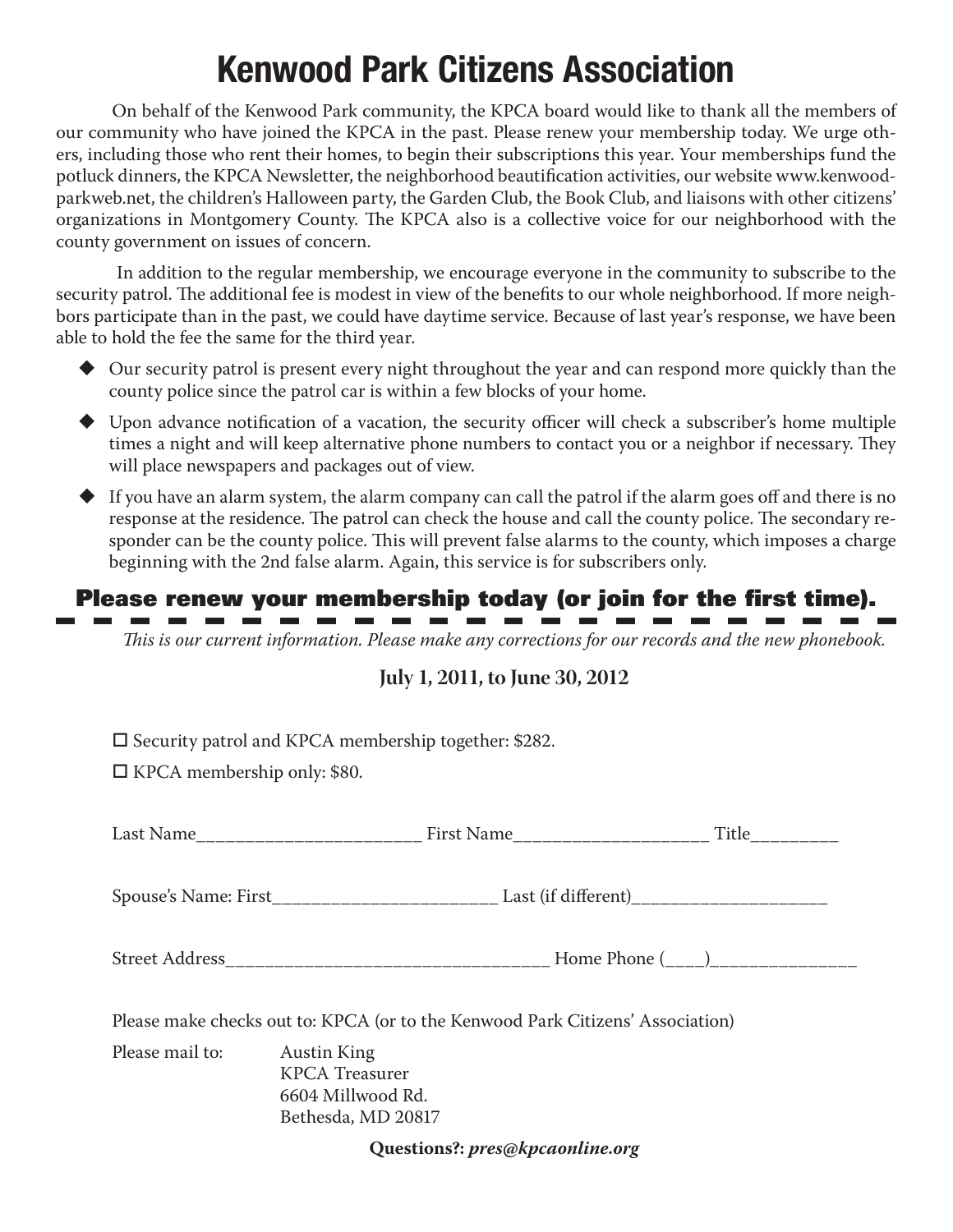# Kenwood Park Citizens Association

On behalf of the Kenwood Park community, the KPCA board would like to thank all the members of our community who have joined the KPCA in the past. Please renew your membership today. We urge others, including those who rent their homes, to begin their subscriptions this year. Your memberships fund the potluck dinners, the KPCA Newsletter, the neighborhood beautification activities, our website www.kenwoodparkweb.net, the children's Halloween party, the Garden Club, the Book Club, and liaisons with other citizens' organizations in Montgomery County. The KPCA also is a collective voice for our neighborhood with the county government on issues of concern.

In addition to the regular membership, we encourage everyone in the community to subscribe to the security patrol. The additional fee is modest in view of the benefits to our whole neighborhood. If more neighbors participate than in the past, we could have daytime service. Because of last year's response, we have been able to hold the fee the same for the third year.

- Our security patrol is present every night throughout the year and can respond more quickly than the county police since the patrol car is within a few blocks of your home.
- Upon advance notification of a vacation, the security officer will check a subscriber's home multiple times a night and will keep alternative phone numbers to contact you or a neighbor if necessary. They will place newspapers and packages out of view.
- If you have an alarm system, the alarm company can call the patrol if the alarm goes off and there is no response at the residence. The patrol can check the house and call the county police. The secondary responder can be the county police. This will prevent false alarms to the county, which imposes a charge beginning with the 2nd false alarm. Again, this service is for subscribers only.

## Please renew your membership today (or join for the first time).

*This is our current information. Please make any corrections for our records and the new phonebook.*

**July 1, 2011, to June 30, 2012**

☐ Security patrol and KPCA membership together: $282.

☐ KPCA membership only: $80.

Last Name_______________________ First Name___________________ Title_________

Spouse's Name: First_______________________ Last (if different)____________________

Street Address_________________________________ Home Phone (____)_______________

Please make checks out to: KPCA (or to the Kenwood Park Citizens' Association)

Please mail to:
Austin King
KPCA Treasurer
6604 Millwood Rd.
Bethesda, MD 20817

**Questions?: *pres@kpcaonline.org***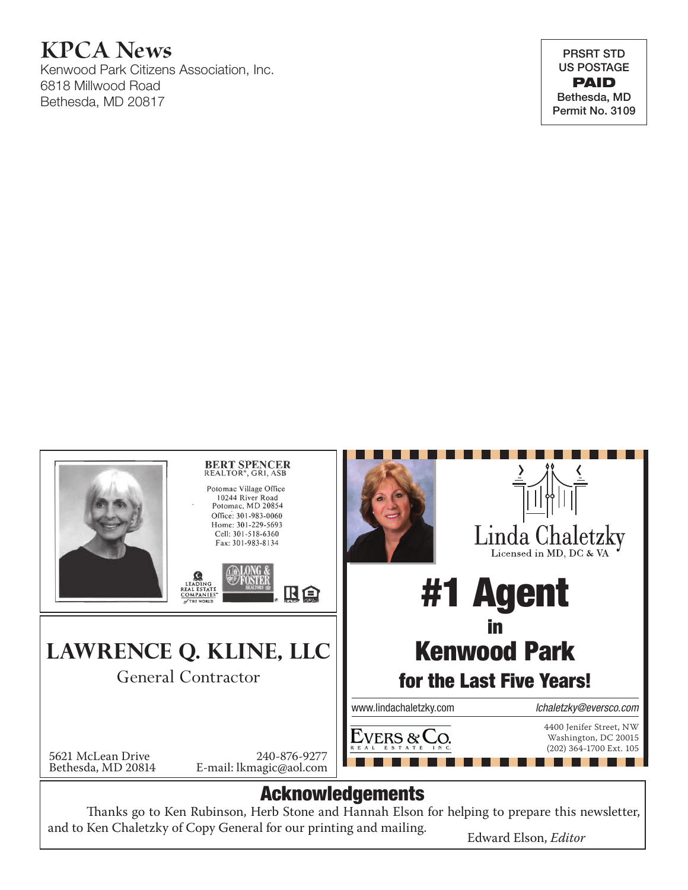# KPCA News

Kenwood Park Citizens Association, Inc.
6818 Millwood Road
Bethesda, MD 20817

PRSRT STD
US POSTAGE
**PAID**
Bethesda, MD
Permit No. 3109

**BERT SPENCER**
REALTOR®, GRI, ASB

Potomac Village Office
10244 River Road
Potomac, MD 20854
Office: 301-983-0060
Home: 301-229-5693
Cell: 301-518-6360
Fax: 301-983-8134

LEADING REAL ESTATE COMPANIES of THE WORLD
LONG & FOSTER REALTORS

## LAWRENCE Q. KLINE, LLC

General Contractor

5621 McLean Drive
Bethesda, MD 20814

240-876-9277
E-mail: lkmagic@aol.com

Linda Chaletzky
Licensed in MD, DC & VA

# #1 Agent in Kenwood Park for the Last Five Years!

www.lindachaletzky.com
lchaletzky@eversco.com

EVERS & CO. REAL ESTATE INC.

4400 Jenifer Street, NW
Washington, DC 20015
(202) 364-1700 Ext. 105

## Acknowledgements

Thanks go to Ken Rubinson, Herb Stone and Hannah Elson for helping to prepare this newsletter, and to Ken Chaletzky of Copy General for our printing and mailing.

Edward Elson, *Editor*